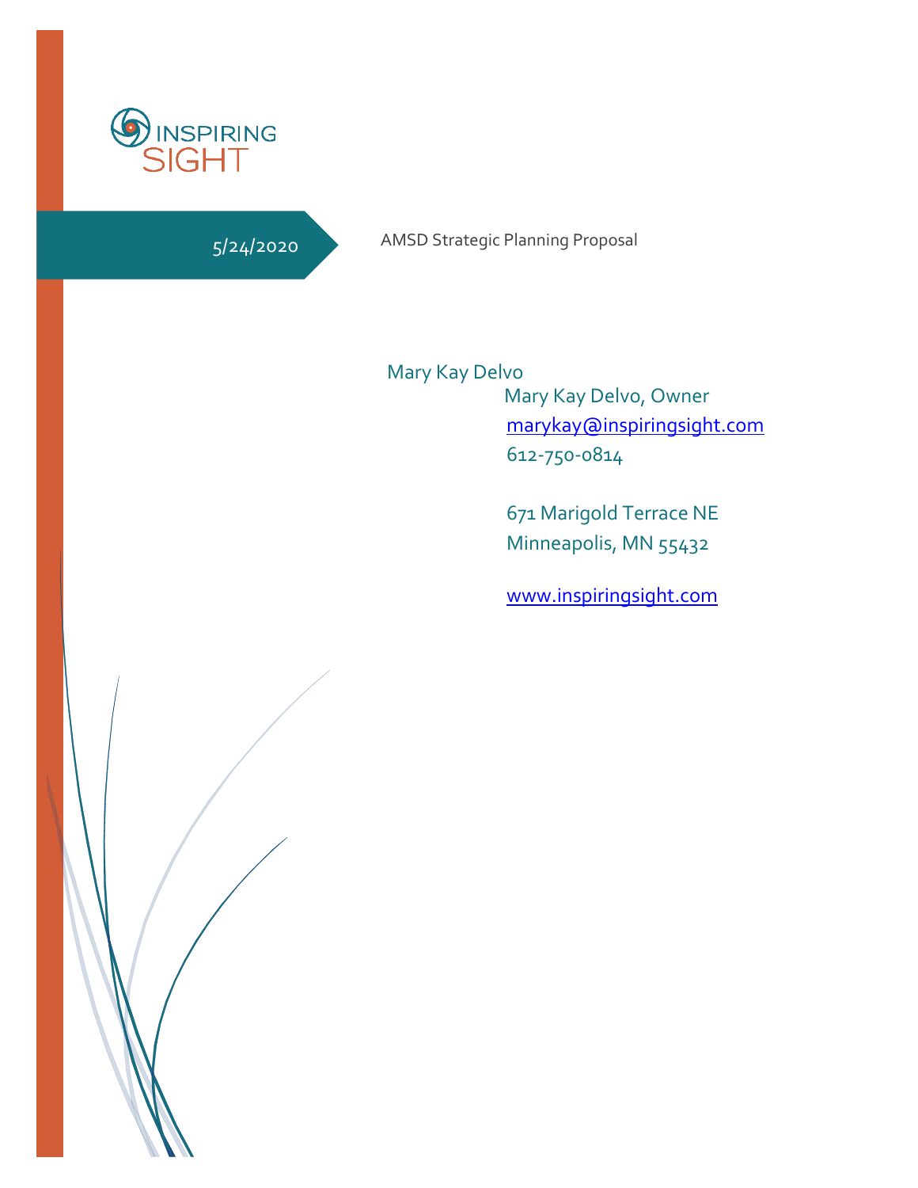INSPIRING SIGHT

5/24/2020

# AMSD Strategic Planning Proposal

Mary Kay Delvo

Mary Kay Delvo, Owner
marykay@inspiringsight.com
612-750-0814

671 Marigold Terrace NE
Minneapolis, MN 55432

www.inspiringsight.com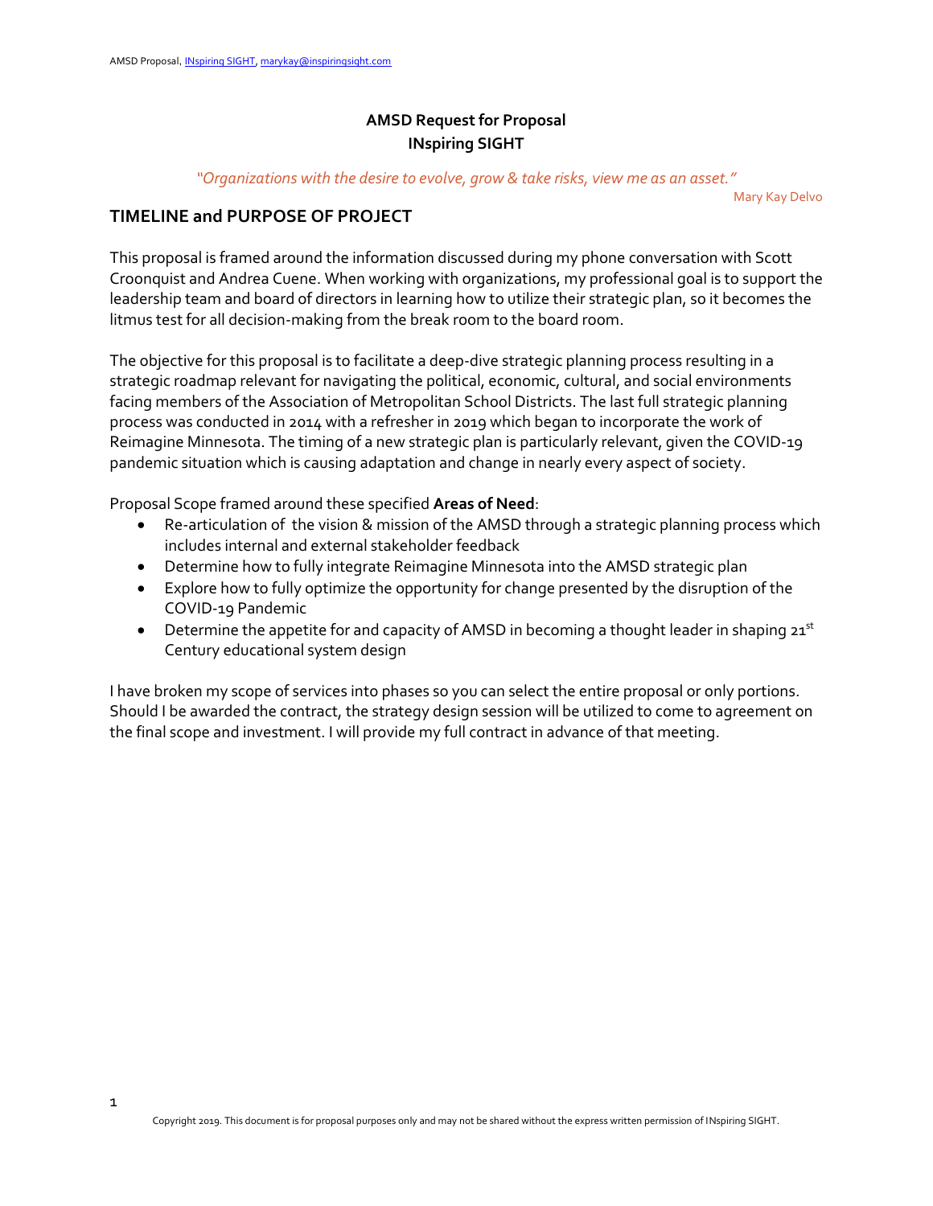**AMSD Request for Proposal**
**INspiring SIGHT**

*"Organizations with the desire to evolve, grow & take risks, view me as an asset."*

Mary Kay Delvo

## TIMELINE and PURPOSE OF PROJECT

This proposal is framed around the information discussed during my phone conversation with Scott Croonquist and Andrea Cuene. When working with organizations, my professional goal is to support the leadership team and board of directors in learning how to utilize their strategic plan, so it becomes the litmus test for all decision-making from the break room to the board room.

The objective for this proposal is to facilitate a deep-dive strategic planning process resulting in a strategic roadmap relevant for navigating the political, economic, cultural, and social environments facing members of the Association of Metropolitan School Districts. The last full strategic planning process was conducted in 2014 with a refresher in 2019 which began to incorporate the work of Reimagine Minnesota. The timing of a new strategic plan is particularly relevant, given the COVID-19 pandemic situation which is causing adaptation and change in nearly every aspect of society.

Proposal Scope framed around these specified **Areas of Need**:

- Re-articulation of the vision & mission of the AMSD through a strategic planning process which includes internal and external stakeholder feedback
- Determine how to fully integrate Reimagine Minnesota into the AMSD strategic plan
- Explore how to fully optimize the opportunity for change presented by the disruption of the COVID-19 Pandemic
- Determine the appetite for and capacity of AMSD in becoming a thought leader in shaping 21st Century educational system design

I have broken my scope of services into phases so you can select the entire proposal or only portions. Should I be awarded the contract, the strategy design session will be utilized to come to agreement on the final scope and investment. I will provide my full contract in advance of that meeting.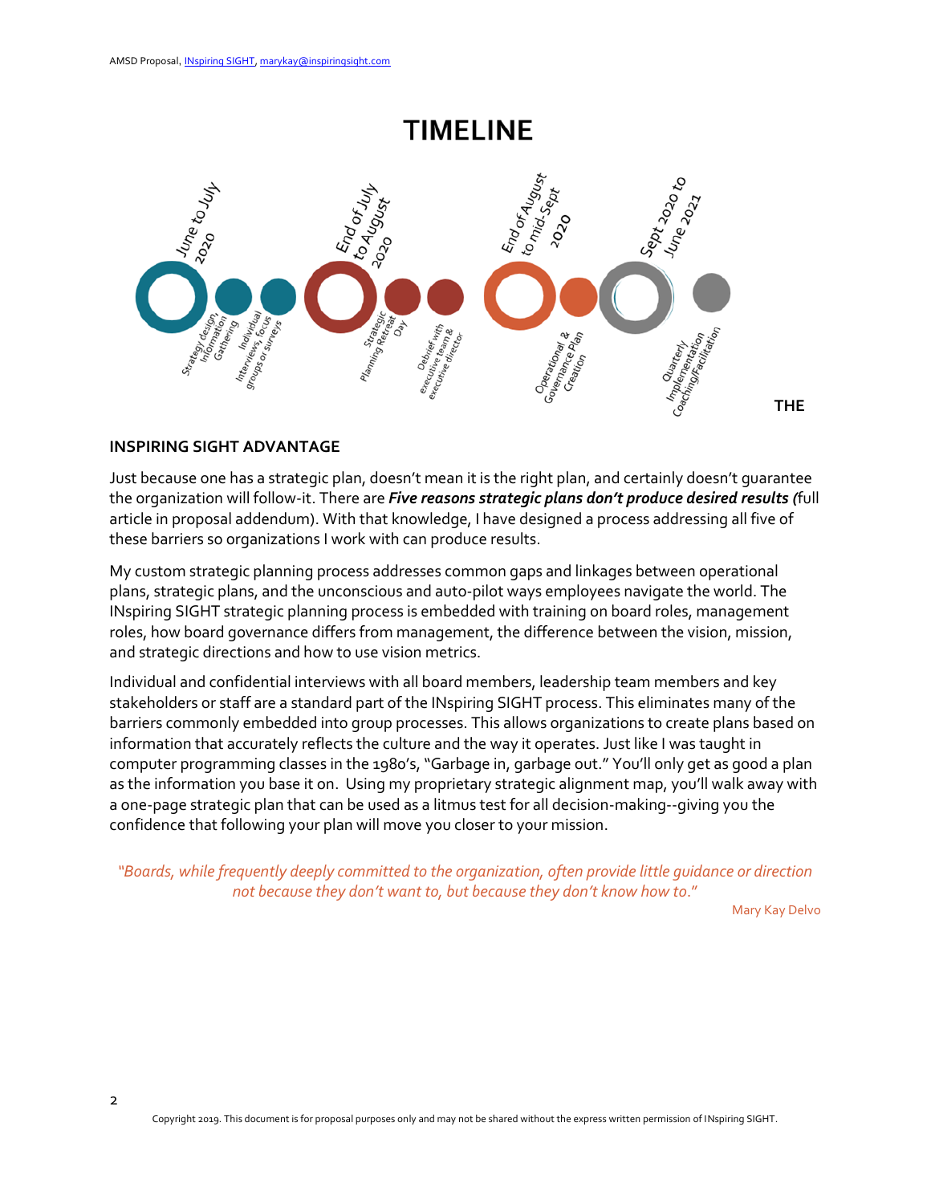# TIMELINE

**June to July 2020**
- Strategy design, Information Gathering
- Individual interviews, focus groups or surveys

**End of July to August 2020**
- Strategic Planning Retreat Day
- Debrief with executive team & executive director

**End of August to mid-Sept 2020**
- Operational & Governance Plan Creation

**Sept 2020 to June 2021**
- Quarterly Implementation Coaching/Facilitation

## THE INSPIRING SIGHT ADVANTAGE

Just because one has a strategic plan, doesn't mean it is the right plan, and certainly doesn't guarantee the organization will follow-it. There are ***Five reasons strategic plans don't produce desired results (***full article in proposal addendum). With that knowledge, I have designed a process addressing all five of these barriers so organizations I work with can produce results.

My custom strategic planning process addresses common gaps and linkages between operational plans, strategic plans, and the unconscious and auto-pilot ways employees navigate the world. The INspiring SIGHT strategic planning process is embedded with training on board roles, management roles, how board governance differs from management, the difference between the vision, mission, and strategic directions and how to use vision metrics.

Individual and confidential interviews with all board members, leadership team members and key stakeholders or staff are a standard part of the INspiring SIGHT process. This eliminates many of the barriers commonly embedded into group processes. This allows organizations to create plans based on information that accurately reflects the culture and the way it operates. Just like I was taught in computer programming classes in the 1980's, "Garbage in, garbage out." You'll only get as good a plan as the information you base it on. Using my proprietary strategic alignment map, you'll walk away with a one-page strategic plan that can be used as a litmus test for all decision-making--giving you the confidence that following your plan will move you closer to your mission.

*"Boards, while frequently deeply committed to the organization, often provide little guidance or direction not because they don't want to, but because they don't know how to."*

Mary Kay Delvo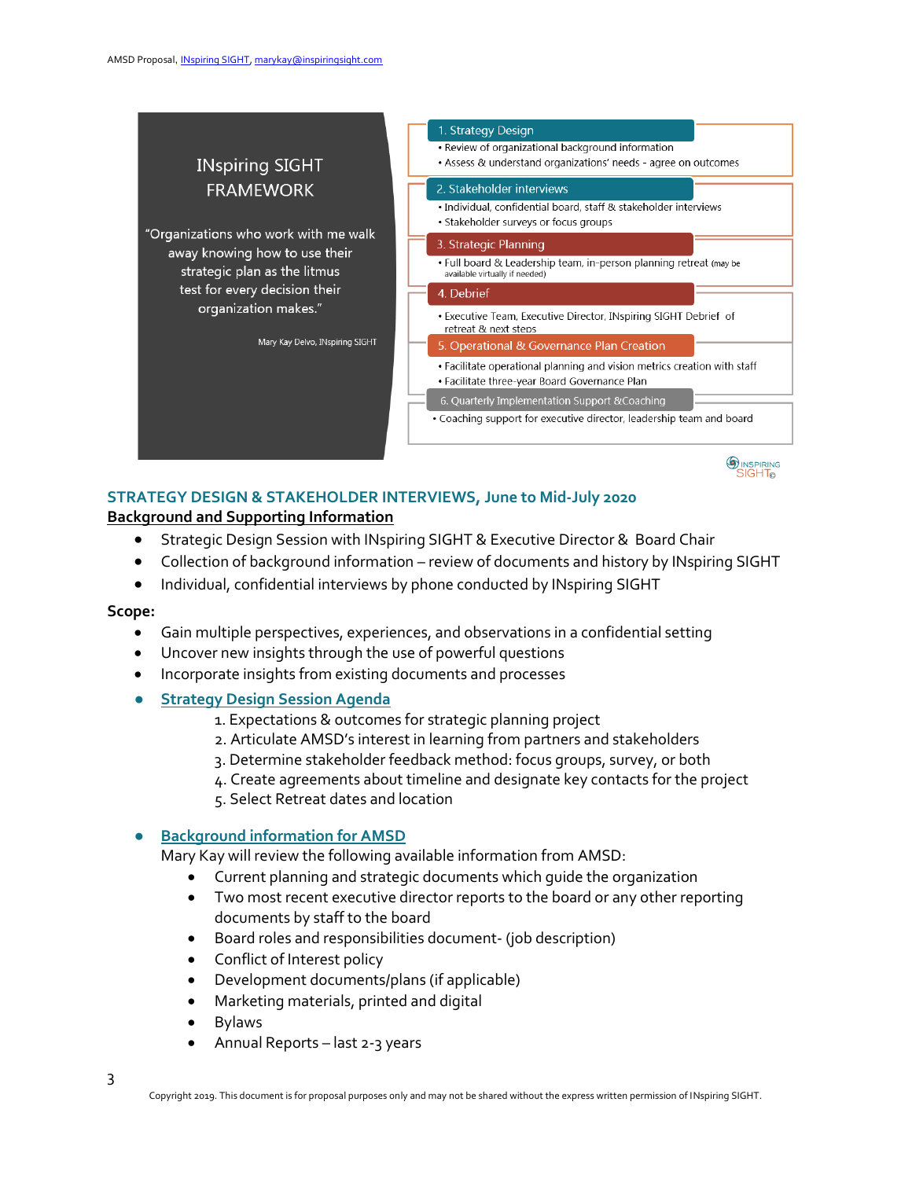## INspiring SIGHT FRAMEWORK

"Organizations who work with me walk away knowing how to use their strategic plan as the litmus test for every decision their organization makes."

Mary Kay Delvo, INspiring SIGHT

1. Strategy Design
   - Review of organizational background information
   - Assess & understand organizations' needs - agree on outcomes
2. Stakeholder interviews
   - Individual, confidential board, staff & stakeholder interviews
   - Stakeholder surveys or focus groups
3. Strategic Planning
   - Full board & Leadership team, in-person planning retreat (may be available virtually if needed)
4. Debrief
   - Executive Team, Executive Director, INspiring SIGHT Debrief of retreat & next steps
5. Operational & Governance Plan Creation
   - Facilitate operational planning and vision metrics creation with staff
   - Facilitate three-year Board Governance Plan
6. Quarterly Implementation Support &Coaching
   - Coaching support for executive director, leadership team and board

INSPIRING SIGHT©

## STRATEGY DESIGN & STAKEHOLDER INTERVIEWS, June to Mid-July 2020

**Background and Supporting Information**

- Strategic Design Session with INspiring SIGHT & Executive Director & Board Chair
- Collection of background information – review of documents and history by INspiring SIGHT
- Individual, confidential interviews by phone conducted by INspiring SIGHT

**Scope:**

- Gain multiple perspectives, experiences, and observations in a confidential setting
- Uncover new insights through the use of powerful questions
- Incorporate insights from existing documents and processes
- **Strategy Design Session Agenda**
  1. Expectations & outcomes for strategic planning project
  2. Articulate AMSD's interest in learning from partners and stakeholders
  3. Determine stakeholder feedback method: focus groups, survey, or both
  4. Create agreements about timeline and designate key contacts for the project
  5. Select Retreat dates and location

- **Background information for AMSD**

  Mary Kay will review the following available information from AMSD:
  - Current planning and strategic documents which guide the organization
  - Two most recent executive director reports to the board or any other reporting documents by staff to the board
  - Board roles and responsibilities document- (job description)
  - Conflict of Interest policy
  - Development documents/plans (if applicable)
  - Marketing materials, printed and digital
  - Bylaws
  - Annual Reports – last 2-3 years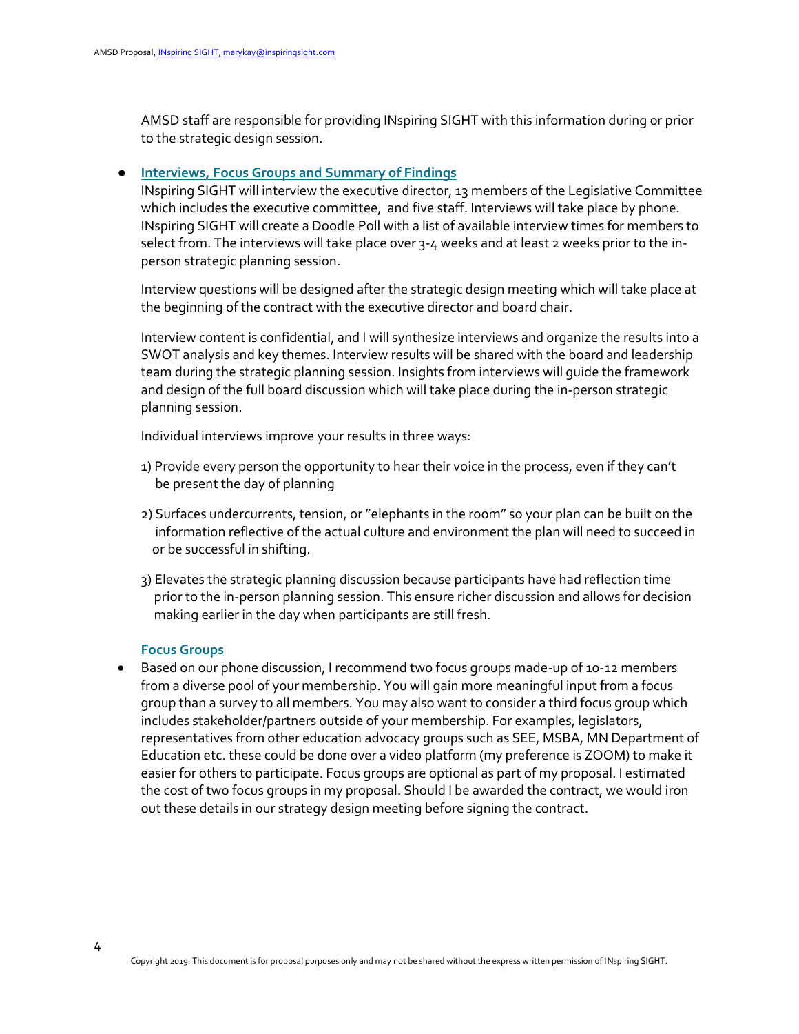AMSD staff are responsible for providing INspiring SIGHT with this information during or prior to the strategic design session.

- **Interviews, Focus Groups and Summary of Findings**

  INspiring SIGHT will interview the executive director, 13 members of the Legislative Committee which includes the executive committee, and five staff. Interviews will take place by phone. INspiring SIGHT will create a Doodle Poll with a list of available interview times for members to select from. The interviews will take place over 3-4 weeks and at least 2 weeks prior to the in-person strategic planning session.

  Interview questions will be designed after the strategic design meeting which will take place at the beginning of the contract with the executive director and board chair.

  Interview content is confidential, and I will synthesize interviews and organize the results into a SWOT analysis and key themes. Interview results will be shared with the board and leadership team during the strategic planning session. Insights from interviews will guide the framework and design of the full board discussion which will take place during the in-person strategic planning session.

  Individual interviews improve your results in three ways:

  1) Provide every person the opportunity to hear their voice in the process, even if they can't be present the day of planning

  2) Surfaces undercurrents, tension, or "elephants in the room" so your plan can be built on the information reflective of the actual culture and environment the plan will need to succeed in or be successful in shifting.

  3) Elevates the strategic planning discussion because participants have had reflection time prior to the in-person planning session. This ensure richer discussion and allows for decision making earlier in the day when participants are still fresh.

  **Focus Groups**

- Based on our phone discussion, I recommend two focus groups made-up of 10-12 members from a diverse pool of your membership. You will gain more meaningful input from a focus group than a survey to all members. You may also want to consider a third focus group which includes stakeholder/partners outside of your membership. For examples, legislators, representatives from other education advocacy groups such as SEE, MSBA, MN Department of Education etc. these could be done over a video platform (my preference is ZOOM) to make it easier for others to participate. Focus groups are optional as part of my proposal. I estimated the cost of two focus groups in my proposal. Should I be awarded the contract, we would iron out these details in our strategy design meeting before signing the contract.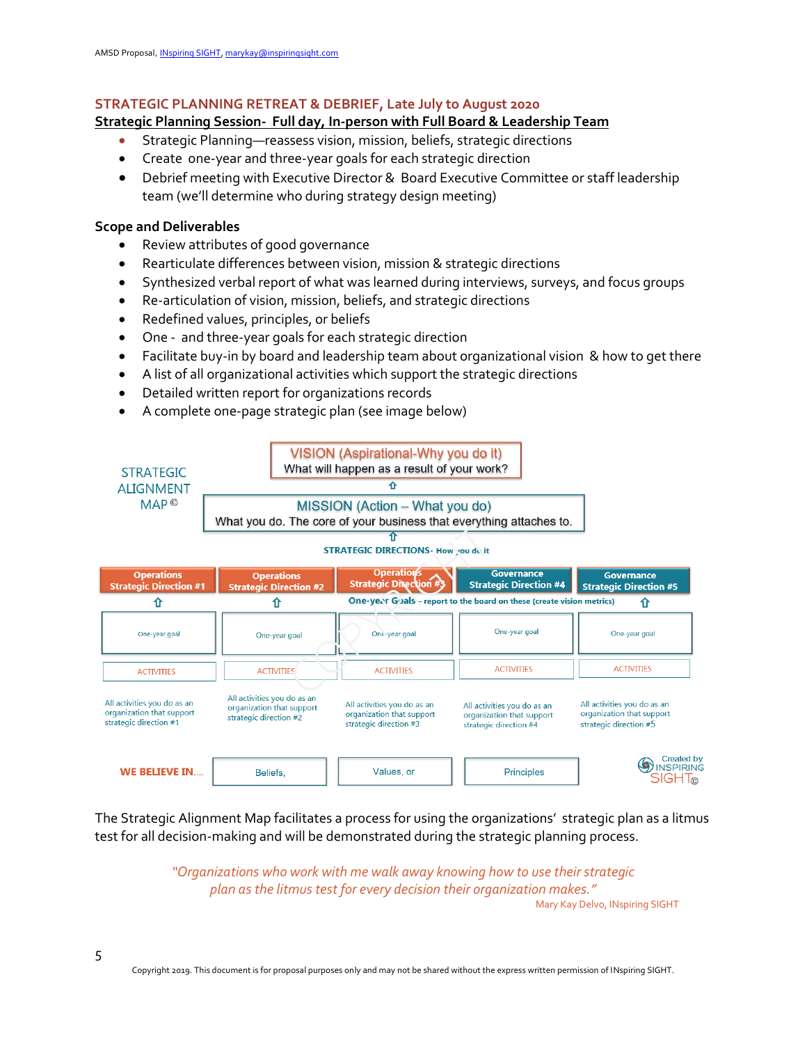## STRATEGIC PLANNING RETREAT & DEBRIEF, Late July to August 2020

**Strategic Planning Session- Full day, In-person with Full Board & Leadership Team**

- Strategic Planning—reassess vision, mission, beliefs, strategic directions
- Create one-year and three-year goals for each strategic direction
- Debrief meeting with Executive Director & Board Executive Committee or staff leadership team (we'll determine who during strategy design meeting)

### Scope and Deliverables

- Review attributes of good governance
- Rearticulate differences between vision, mission & strategic directions
- Synthesized verbal report of what was learned during interviews, surveys, and focus groups
- Re-articulation of vision, mission, beliefs, and strategic directions
- Redefined values, principles, or beliefs
- One - and three-year goals for each strategic direction
- Facilitate buy-in by board and leadership team about organizational vision & how to get there
- A list of all organizational activities which support the strategic directions
- Detailed written report for organizations records
- A complete one-page strategic plan (see image below)

STRATEGIC ALIGNMENT MAP ©

**VISION (Aspirational-Why you do it)**
What will happen as a result of your work?

⇧

**MISSION (Action – What you do)**
What you do. The core of your business that everything attaches to.

⇧

**STRATEGIC DIRECTIONS- How you do it**

| Operations Strategic Direction #1 | Operations Strategic Direction #2 | Operations Strategic Direction #3 | Governance Strategic Direction #4 | Governance Strategic Direction #5 |
|---|---|---|---|---|
| ⇧ | ⇧ | One-year Goals – report to the board on these (create vision metrics) | | ⇧ |
| One-year goal | One-year goal | One-year goal | One-year goal | One-year goal |
| ACTIVITIES | ACTIVITIES | ACTIVITIES | ACTIVITIES | ACTIVITIES |
| All activities you do as an organization that support strategic direction #1 | All activities you do as an organization that support strategic direction #2 | All activities you do as an organization that support strategic direction #3 | All activities you do as an organization that support strategic direction #4 | All activities you do as an organization that support strategic direction #5 |

**WE BELIEVE IN....** Beliefs, | Values, or | Principles

Created by INSPIRING SIGHT©

The Strategic Alignment Map facilitates a process for using the organizations' strategic plan as a litmus test for all decision-making and will be demonstrated during the strategic planning process.

*"Organizations who work with me walk away knowing how to use their strategic plan as the litmus test for every decision their organization makes."*

Mary Kay Delvo, INspiring SIGHT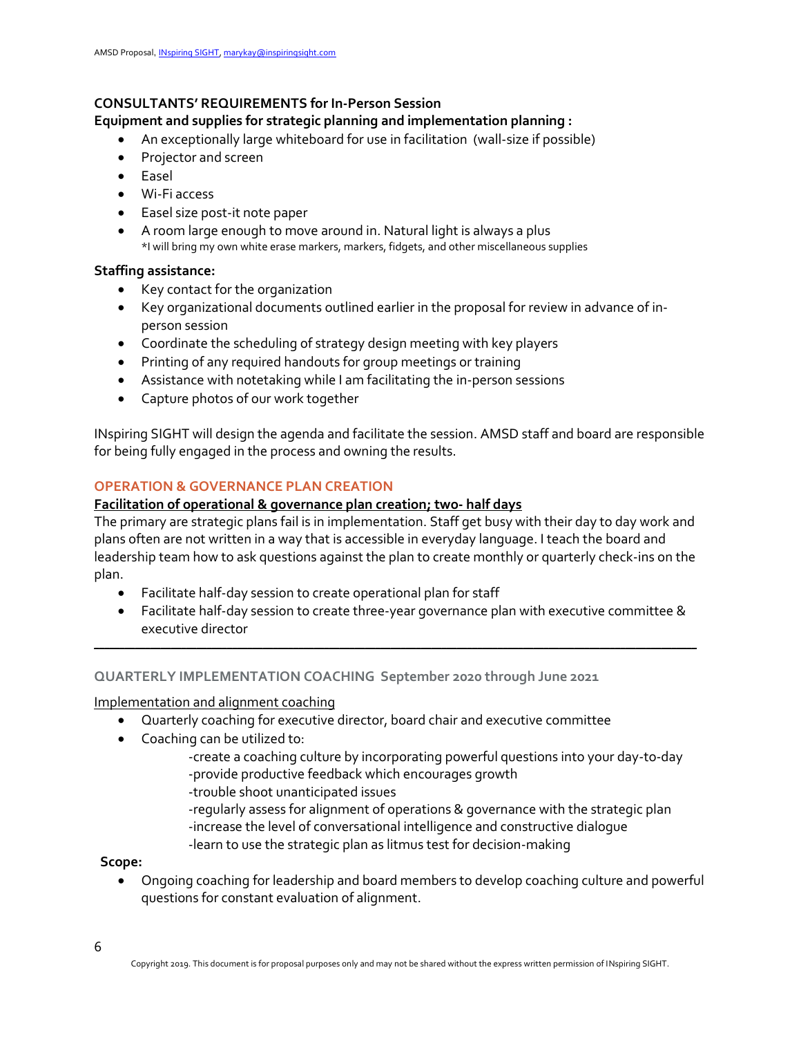**CONSULTANTS' REQUIREMENTS for In-Person Session**

**Equipment and supplies for strategic planning and implementation planning :**

- An exceptionally large whiteboard for use in facilitation (wall-size if possible)
- Projector and screen
- Easel
- Wi-Fi access
- Easel size post-it note paper
- A room large enough to move around in. Natural light is always a plus
  *I will bring my own white erase markers, markers, fidgets, and other miscellaneous supplies

**Staffing assistance:**

- Key contact for the organization
- Key organizational documents outlined earlier in the proposal for review in advance of in-person session
- Coordinate the scheduling of strategy design meeting with key players
- Printing of any required handouts for group meetings or training
- Assistance with notetaking while I am facilitating the in-person sessions
- Capture photos of our work together

INspiring SIGHT will design the agenda and facilitate the session. AMSD staff and board are responsible for being fully engaged in the process and owning the results.

## OPERATION & GOVERNANCE PLAN CREATION

**Facilitation of operational & governance plan creation; two- half days**

The primary are strategic plans fail is in implementation. Staff get busy with their day to day work and plans often are not written in a way that is accessible in everyday language. I teach the board and leadership team how to ask questions against the plan to create monthly or quarterly check-ins on the plan.

- Facilitate half-day session to create operational plan for staff
- Facilitate half-day session to create three-year governance plan with executive committee & executive director

---

## QUARTERLY IMPLEMENTATION COACHING September 2020 through June 2021

Implementation and alignment coaching

- Quarterly coaching for executive director, board chair and executive committee
- Coaching can be utilized to:
  - create a coaching culture by incorporating powerful questions into your day-to-day
  - provide productive feedback which encourages growth
  - trouble shoot unanticipated issues
  - regularly assess for alignment of operations & governance with the strategic plan
  - increase the level of conversational intelligence and constructive dialogue
  - learn to use the strategic plan as litmus test for decision-making

**Scope:**

- Ongoing coaching for leadership and board members to develop coaching culture and powerful questions for constant evaluation of alignment.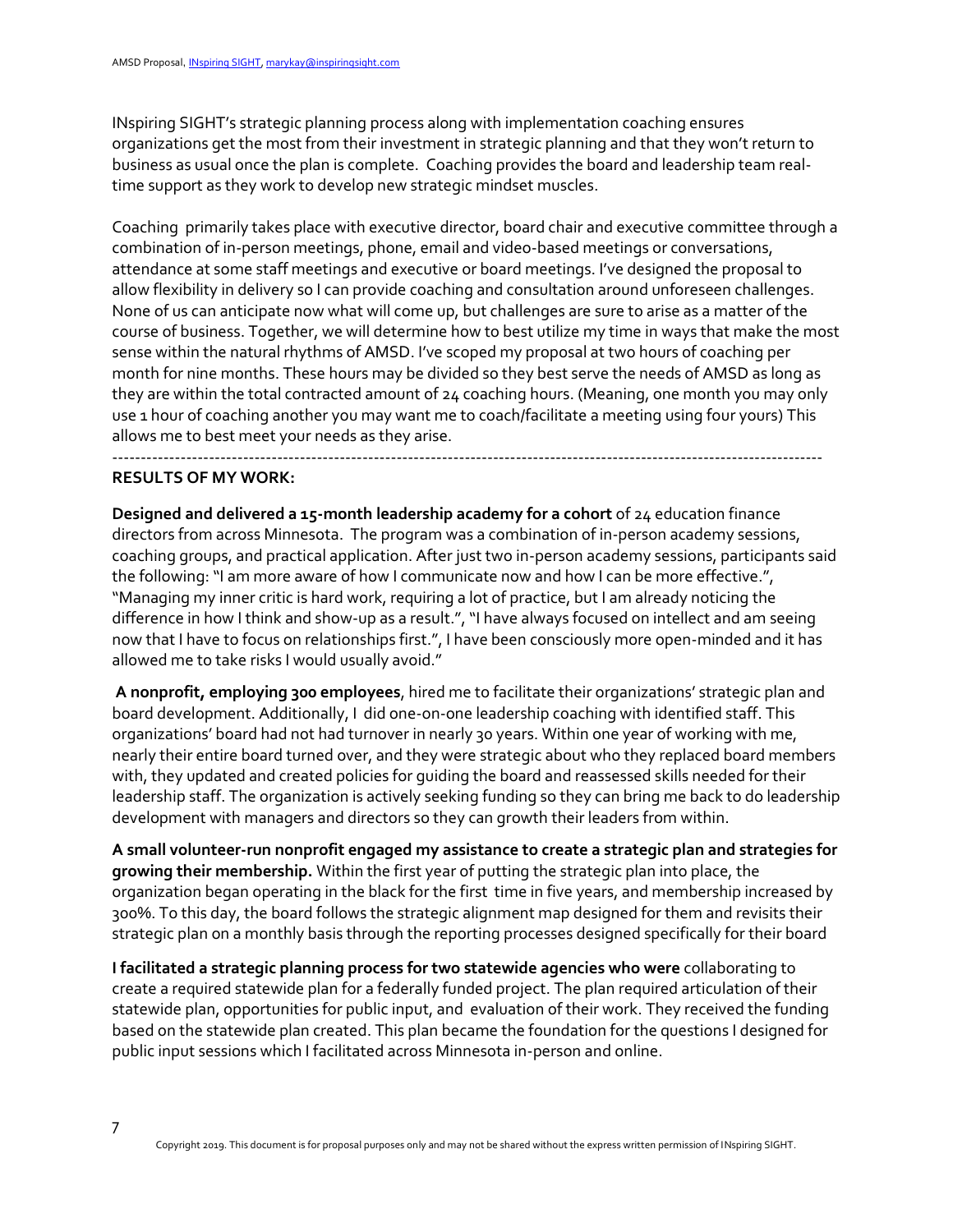INspiring SIGHT's strategic planning process along with implementation coaching ensures organizations get the most from their investment in strategic planning and that they won't return to business as usual once the plan is complete. Coaching provides the board and leadership team real-time support as they work to develop new strategic mindset muscles.

Coaching primarily takes place with executive director, board chair and executive committee through a combination of in-person meetings, phone, email and video-based meetings or conversations, attendance at some staff meetings and executive or board meetings. I've designed the proposal to allow flexibility in delivery so I can provide coaching and consultation around unforeseen challenges. None of us can anticipate now what will come up, but challenges are sure to arise as a matter of the course of business. Together, we will determine how to best utilize my time in ways that make the most sense within the natural rhythms of AMSD. I've scoped my proposal at two hours of coaching per month for nine months. These hours may be divided so they best serve the needs of AMSD as long as they are within the total contracted amount of 24 coaching hours. (Meaning, one month you may only use 1 hour of coaching another you may want me to coach/facilitate a meeting using four yours) This allows me to best meet your needs as they arise.

---

**RESULTS OF MY WORK:**

**Designed and delivered a 15-month leadership academy for a cohort** of 24 education finance directors from across Minnesota. The program was a combination of in-person academy sessions, coaching groups, and practical application. After just two in-person academy sessions, participants said the following: "I am more aware of how I communicate now and how I can be more effective.", "Managing my inner critic is hard work, requiring a lot of practice, but I am already noticing the difference in how I think and show-up as a result.", "I have always focused on intellect and am seeing now that I have to focus on relationships first.", I have been consciously more open-minded and it has allowed me to take risks I would usually avoid."

**A nonprofit, employing 300 employees**, hired me to facilitate their organizations' strategic plan and board development. Additionally, I did one-on-one leadership coaching with identified staff. This organizations' board had not had turnover in nearly 30 years. Within one year of working with me, nearly their entire board turned over, and they were strategic about who they replaced board members with, they updated and created policies for guiding the board and reassessed skills needed for their leadership staff. The organization is actively seeking funding so they can bring me back to do leadership development with managers and directors so they can growth their leaders from within.

**A small volunteer-run nonprofit engaged my assistance to create a strategic plan and strategies for growing their membership.** Within the first year of putting the strategic plan into place, the organization began operating in the black for the first time in five years, and membership increased by 300%. To this day, the board follows the strategic alignment map designed for them and revisits their strategic plan on a monthly basis through the reporting processes designed specifically for their board

**I facilitated a strategic planning process for two statewide agencies who were** collaborating to create a required statewide plan for a federally funded project. The plan required articulation of their statewide plan, opportunities for public input, and evaluation of their work. They received the funding based on the statewide plan created. This plan became the foundation for the questions I designed for public input sessions which I facilitated across Minnesota in-person and online.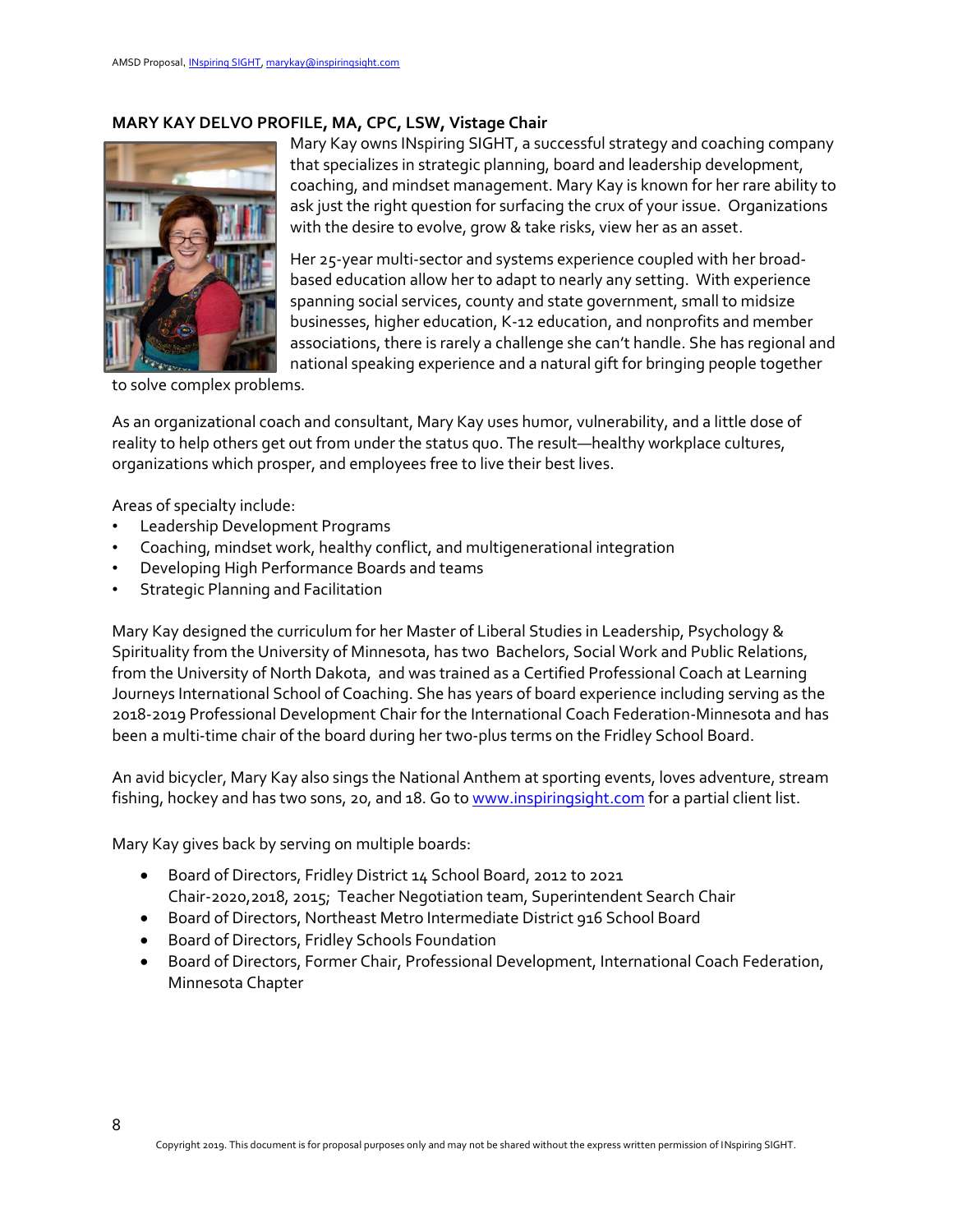**MARY KAY DELVO PROFILE, MA, CPC, LSW, Vistage Chair**

Mary Kay owns INspiring SIGHT, a successful strategy and coaching company that specializes in strategic planning, board and leadership development, coaching, and mindset management. Mary Kay is known for her rare ability to ask just the right question for surfacing the crux of your issue. Organizations with the desire to evolve, grow & take risks, view her as an asset.

Her 25-year multi-sector and systems experience coupled with her broad-based education allow her to adapt to nearly any setting. With experience spanning social services, county and state government, small to midsize businesses, higher education, K-12 education, and nonprofits and member associations, there is rarely a challenge she can't handle. She has regional and national speaking experience and a natural gift for bringing people together to solve complex problems.

As an organizational coach and consultant, Mary Kay uses humor, vulnerability, and a little dose of reality to help others get out from under the status quo. The result—healthy workplace cultures, organizations which prosper, and employees free to live their best lives.

Areas of specialty include:

- Leadership Development Programs
- Coaching, mindset work, healthy conflict, and multigenerational integration
- Developing High Performance Boards and teams
- Strategic Planning and Facilitation

Mary Kay designed the curriculum for her Master of Liberal Studies in Leadership, Psychology & Spirituality from the University of Minnesota, has two Bachelors, Social Work and Public Relations, from the University of North Dakota, and was trained as a Certified Professional Coach at Learning Journeys International School of Coaching. She has years of board experience including serving as the 2018-2019 Professional Development Chair for the International Coach Federation-Minnesota and has been a multi-time chair of the board during her two-plus terms on the Fridley School Board.

An avid bicycler, Mary Kay also sings the National Anthem at sporting events, loves adventure, stream fishing, hockey and has two sons, 20, and 18. Go to www.inspiringsight.com for a partial client list.

Mary Kay gives back by serving on multiple boards:

- Board of Directors, Fridley District 14 School Board, 2012 to 2021
  Chair-2020,2018, 2015; Teacher Negotiation team, Superintendent Search Chair
- Board of Directors, Northeast Metro Intermediate District 916 School Board
- Board of Directors, Fridley Schools Foundation
- Board of Directors, Former Chair, Professional Development, International Coach Federation, Minnesota Chapter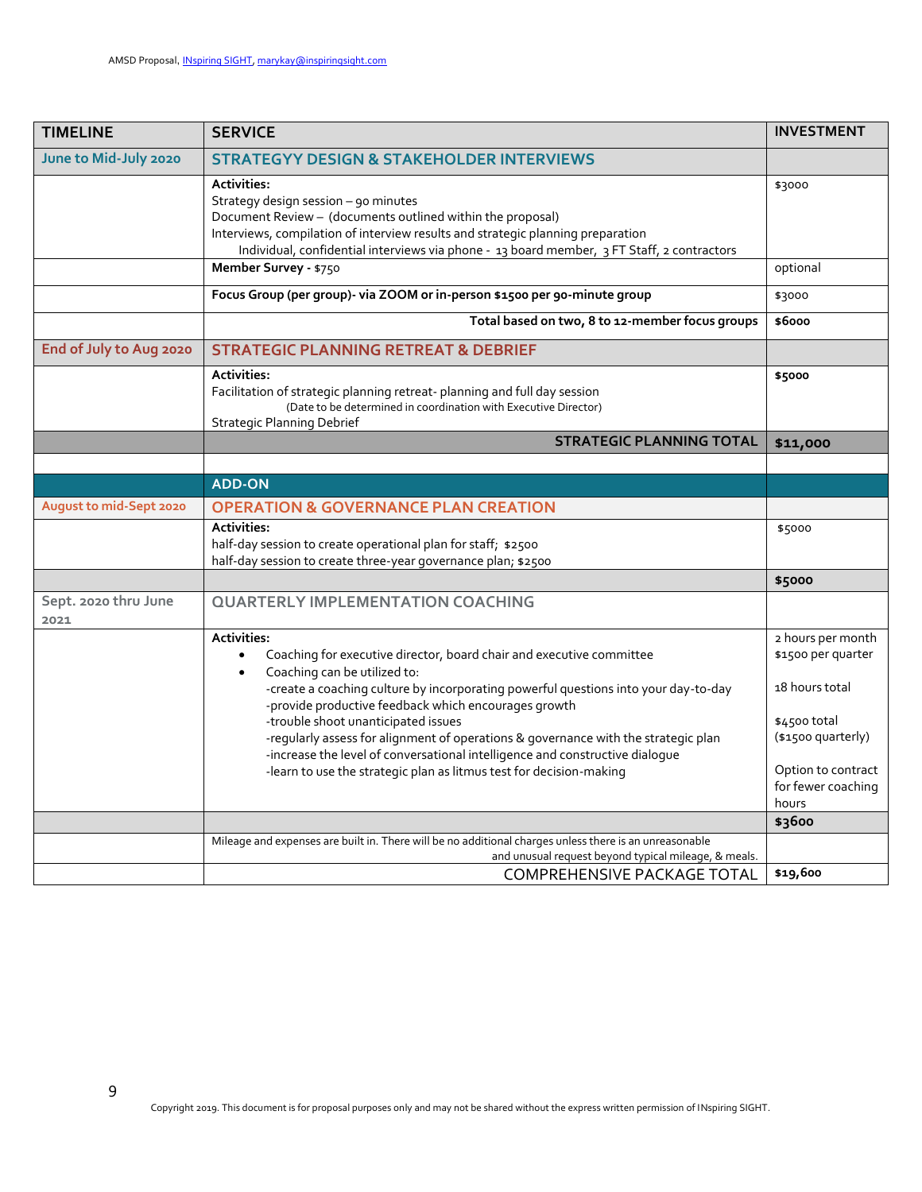| TIMELINE | SERVICE | INVESTMENT |
|---|---|---|
| June to Mid-July 2020 | **STRATEGYY DESIGN & STAKEHOLDER INTERVIEWS** | |
| | **Activities:**<br>Strategy design session – 90 minutes<br>Document Review – (documents outlined within the proposal)<br>Interviews, compilation of interview results and strategic planning preparation<br>Individual, confidential interviews via phone - 13 board member, 3 FT Staff, 2 contractors | $3000 |
| | **Member Survey -** $750 | optional |
| | **Focus Group (per group)- via ZOOM or in-person $1500 per 90-minute group** | $3000 |
| | **Total based on two, 8 to 12-member focus groups** | **$6000** |
| End of July to Aug 2020 | **STRATEGIC PLANNING RETREAT & DEBRIEF** | |
| | **Activities:**<br>Facilitation of strategic planning retreat- planning and full day session<br>(Date to be determined in coordination with Executive Director)<br>Strategic Planning Debrief | **$5000** |
| | **STRATEGIC PLANNING TOTAL** | **$11,000** |
| | | |
| | **ADD-ON** | |
| August to mid-Sept 2020 | **OPERATION & GOVERNANCE PLAN CREATION** | |
| | **Activities:**<br>half-day session to create operational plan for staff; $2500<br>half-day session to create three-year governance plan; $2500 | $5000 |
| | | **$5000** |
| Sept. 2020 thru June 2021 | **QUARTERLY IMPLEMENTATION COACHING** | |
| | **Activities:**<br>• Coaching for executive director, board chair and executive committee<br>• Coaching can be utilized to:<br>-create a coaching culture by incorporating powerful questions into your day-to-day<br>-provide productive feedback which encourages growth<br>-trouble shoot unanticipated issues<br>-regularly assess for alignment of operations & governance with the strategic plan<br>-increase the level of conversational intelligence and constructive dialogue<br>-learn to use the strategic plan as litmus test for decision-making | 2 hours per month<br>$1500 per quarter<br><br>18 hours total<br><br>$4500 total<br>($1500 quarterly)<br><br>Option to contract for fewer coaching hours |
| | | **$3600** |
| | Mileage and expenses are built in. There will be no additional charges unless there is an unreasonable and unusual request beyond typical mileage, & meals. | |
| | COMPREHENSIVE PACKAGE TOTAL | **$19,600** |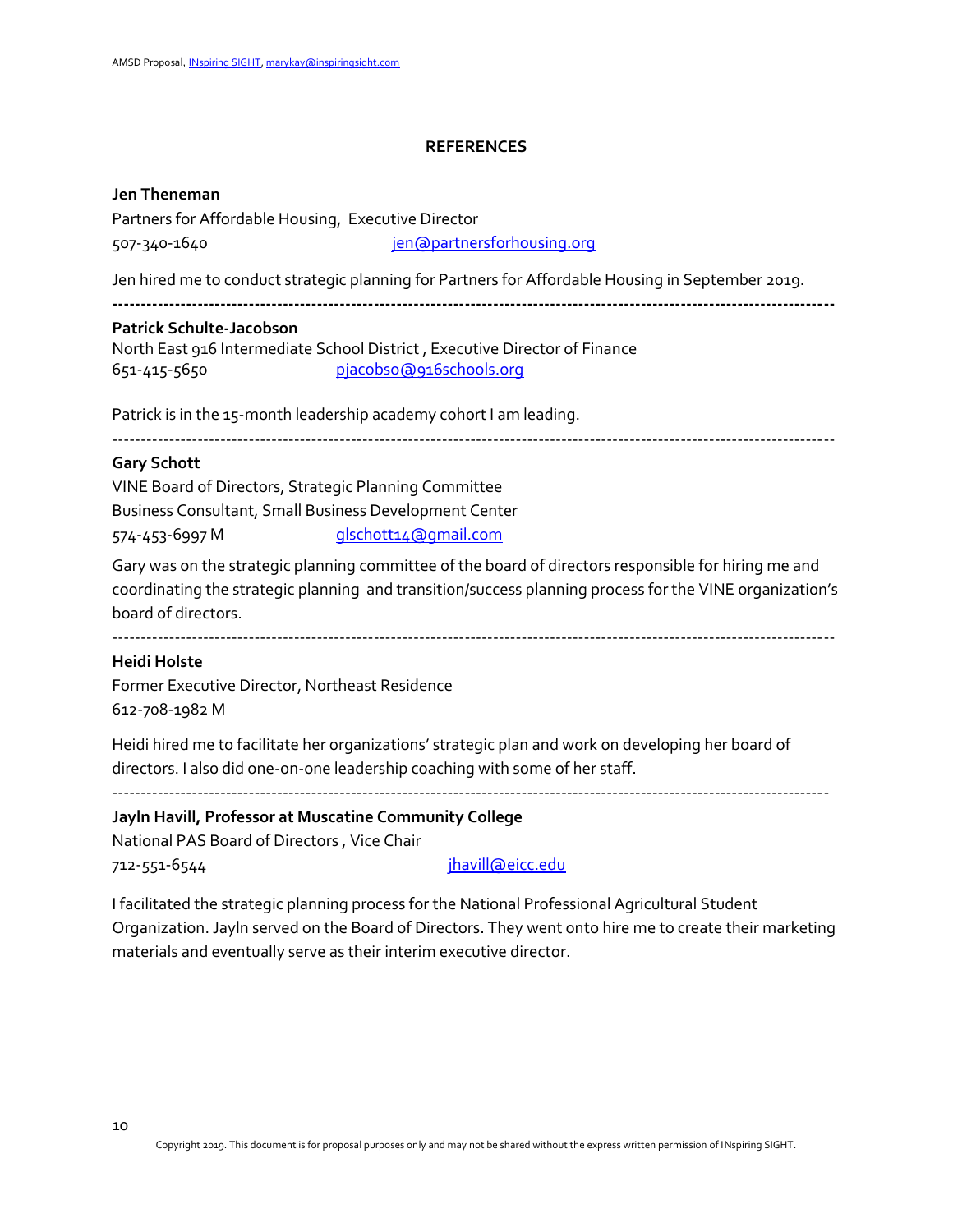## REFERENCES

**Jen Theneman**
Partners for Affordable Housing, Executive Director
507-340-1640 jen@partnersforhousing.org

Jen hired me to conduct strategic planning for Partners for Affordable Housing in September 2019.

---

**Patrick Schulte-Jacobson**
North East 916 Intermediate School District , Executive Director of Finance
651-415-5650 pjacobso@916schools.org

Patrick is in the 15-month leadership academy cohort I am leading.

---

**Gary Schott**
VINE Board of Directors, Strategic Planning Committee
Business Consultant, Small Business Development Center
574-453-6997 M glschott14@gmail.com

Gary was on the strategic planning committee of the board of directors responsible for hiring me and coordinating the strategic planning and transition/success planning process for the VINE organization's board of directors.

---

**Heidi Holste**
Former Executive Director, Northeast Residence
612-708-1982 M

Heidi hired me to facilitate her organizations' strategic plan and work on developing her board of directors. I also did one-on-one leadership coaching with some of her staff.

---

**Jayln Havill, Professor at Muscatine Community College**
National PAS Board of Directors , Vice Chair
712-551-6544 jhavill@eicc.edu

I facilitated the strategic planning process for the National Professional Agricultural Student Organization. Jayln served on the Board of Directors. They went onto hire me to create their marketing materials and eventually serve as their interim executive director.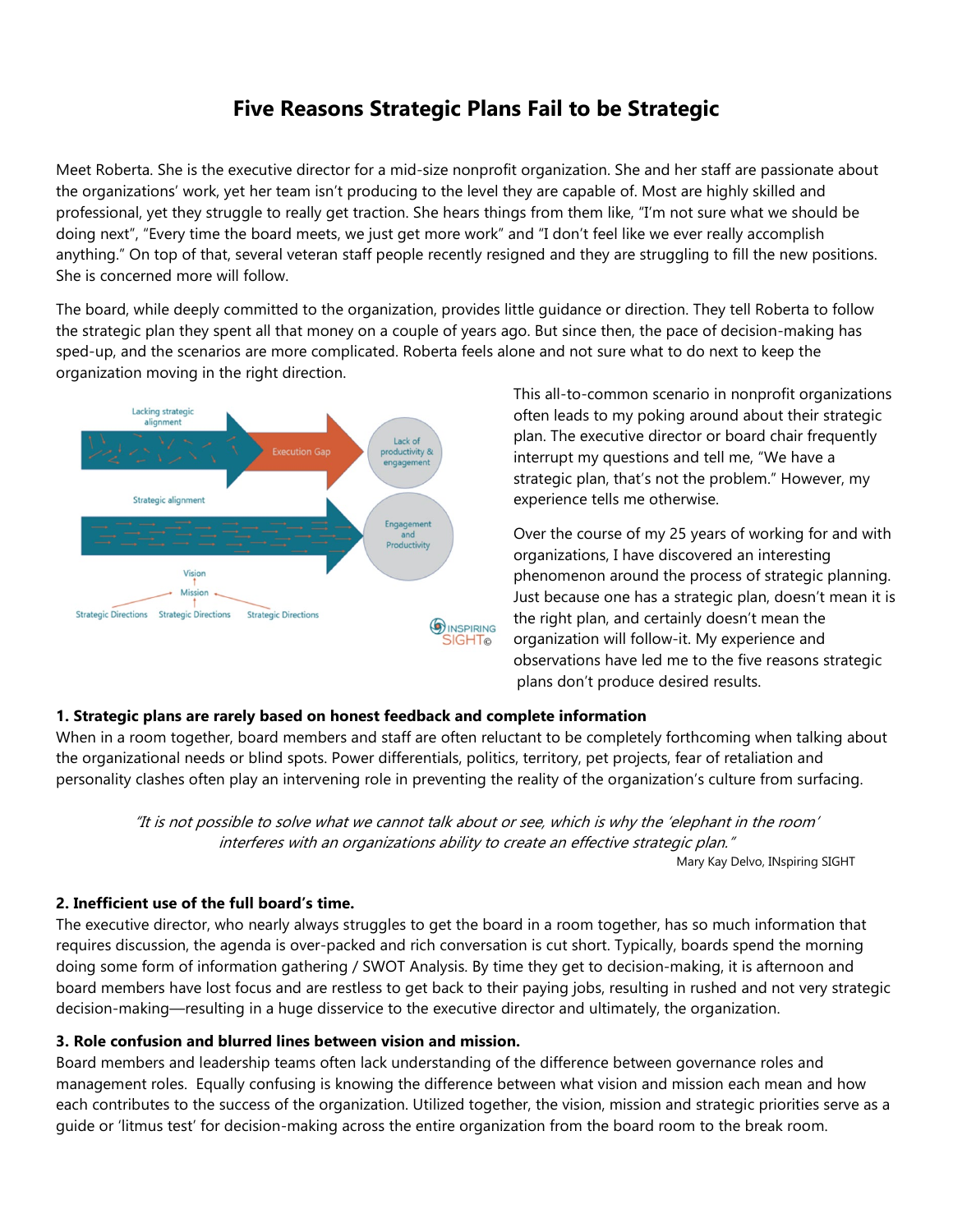# Five Reasons Strategic Plans Fail to be Strategic

Meet Roberta. She is the executive director for a mid-size nonprofit organization. She and her staff are passionate about the organizations' work, yet her team isn't producing to the level they are capable of. Most are highly skilled and professional, yet they struggle to really get traction. She hears things from them like, "I'm not sure what we should be doing next", "Every time the board meets, we just get more work" and "I don't feel like we ever really accomplish anything." On top of that, several veteran staff people recently resigned and they are struggling to fill the new positions. She is concerned more will follow.

The board, while deeply committed to the organization, provides little guidance or direction. They tell Roberta to follow the strategic plan they spent all that money on a couple of years ago. But since then, the pace of decision-making has sped-up, and the scenarios are more complicated. Roberta feels alone and not sure what to do next to keep the organization moving in the right direction.

This all-to-common scenario in nonprofit organizations often leads to my poking around about their strategic plan. The executive director or board chair frequently interrupt my questions and tell me, "We have a strategic plan, that's not the problem." However, my experience tells me otherwise.

Over the course of my 25 years of working for and with organizations, I have discovered an interesting phenomenon around the process of strategic planning. Just because one has a strategic plan, doesn't mean it is the right plan, and certainly doesn't mean the organization will follow-it. My experience and observations have led me to the five reasons strategic plans don't produce desired results.

**1. Strategic plans are rarely based on honest feedback and complete information**

When in a room together, board members and staff are often reluctant to be completely forthcoming when talking about the organizational needs or blind spots. Power differentials, politics, territory, pet projects, fear of retaliation and personality clashes often play an intervening role in preventing the reality of the organization's culture from surfacing.

> *"It is not possible to solve what we cannot talk about or see, which is why the 'elephant in the room' interferes with an organizations ability to create an effective strategic plan."*
>
> Mary Kay Delvo, INspiring SIGHT

**2. Inefficient use of the full board's time.**

The executive director, who nearly always struggles to get the board in a room together, has so much information that requires discussion, the agenda is over-packed and rich conversation is cut short. Typically, boards spend the morning doing some form of information gathering / SWOT Analysis. By time they get to decision-making, it is afternoon and board members have lost focus and are restless to get back to their paying jobs, resulting in rushed and not very strategic decision-making—resulting in a huge disservice to the executive director and ultimately, the organization.

**3. Role confusion and blurred lines between vision and mission.**

Board members and leadership teams often lack understanding of the difference between governance roles and management roles. Equally confusing is knowing the difference between what vision and mission each mean and how each contributes to the success of the organization. Utilized together, the vision, mission and strategic priorities serve as a guide or 'litmus test' for decision-making across the entire organization from the board room to the break room.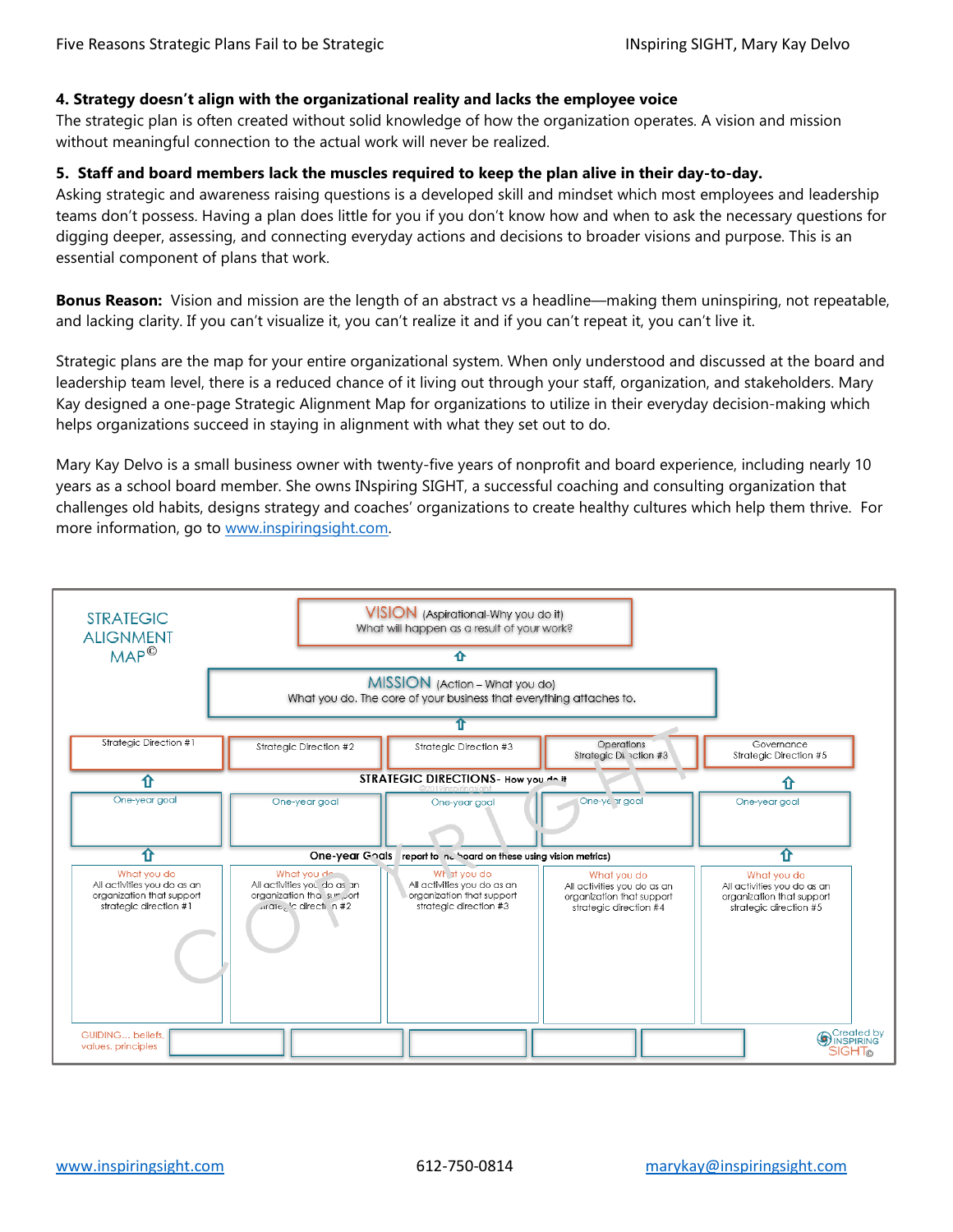**4. Strategy doesn't align with the organizational reality and lacks the employee voice**
The strategic plan is often created without solid knowledge of how the organization operates. A vision and mission without meaningful connection to the actual work will never be realized.

**5. Staff and board members lack the muscles required to keep the plan alive in their day-to-day.**
Asking strategic and awareness raising questions is a developed skill and mindset which most employees and leadership teams don't possess. Having a plan does little for you if you don't know how and when to ask the necessary questions for digging deeper, assessing, and connecting everyday actions and decisions to broader visions and purpose. This is an essential component of plans that work.

**Bonus Reason:** Vision and mission are the length of an abstract vs a headline—making them uninspiring, not repeatable, and lacking clarity. If you can't visualize it, you can't realize it and if you can't repeat it, you can't live it.

Strategic plans are the map for your entire organizational system. When only understood and discussed at the board and leadership team level, there is a reduced chance of it living out through your staff, organization, and stakeholders. Mary Kay designed a one-page Strategic Alignment Map for organizations to utilize in their everyday decision-making which helps organizations succeed in staying in alignment with what they set out to do.

Mary Kay Delvo is a small business owner with twenty-five years of nonprofit and board experience, including nearly 10 years as a school board member. She owns INspiring SIGHT, a successful coaching and consulting organization that challenges old habits, designs strategy and coaches' organizations to create healthy cultures which help them thrive. For more information, go to www.inspiringsight.com.

STRATEGIC ALIGNMENT MAP©

VISION (Aspirational-Why you do it)
What will happen as a result of your work?

MISSION (Action – What you do)
What you do. The core of your business that everything attaches to.

STRATEGIC DIRECTIONS- How you do it

Strategic Direction #1
Strategic Direction #2
Strategic Direction #3
Operations Strategic Direction #3
Governance Strategic Direction #5

One-year Goals report to the board on these using vision metrics)

One-year goal
One-year goal
One-year goal
One-year goal
One-year goal

What you do
All activities you do as an organization that support strategic direction #1

What you do
All activities you do as an organization that support strategic direction #2

What you do
All activities you do as an organization that support strategic direction #3

What you do
All activities you do as an organization that support strategic direction #4

What you do
All activities you do as an organization that support strategic direction #5

GUIDING… beliefs, values, principles

Created by INSPIRING SIGHT©